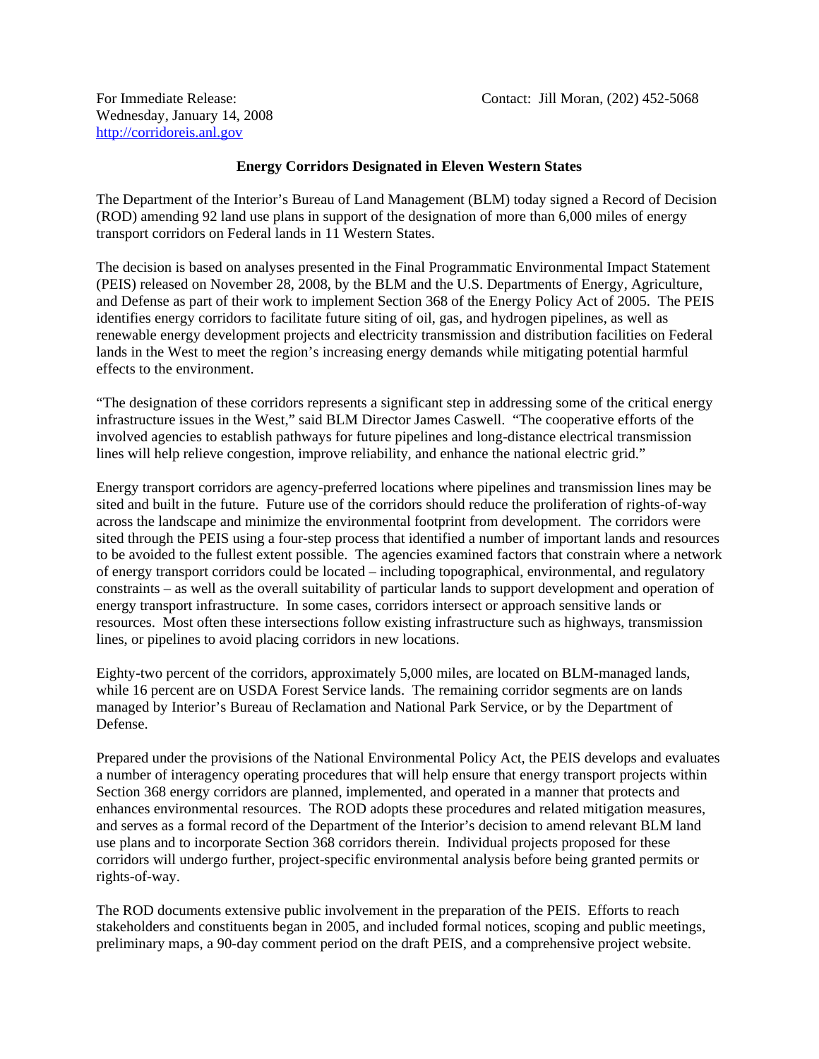For Immediate Release:
Wednesday, January 14, 2008
http://corridoreis.anl.gov

Contact: Jill Moran, (202) 452-5068

**Energy Corridors Designated in Eleven Western States**

The Department of the Interior's Bureau of Land Management (BLM) today signed a Record of Decision (ROD) amending 92 land use plans in support of the designation of more than 6,000 miles of energy transport corridors on Federal lands in 11 Western States.

The decision is based on analyses presented in the Final Programmatic Environmental Impact Statement (PEIS) released on November 28, 2008, by the BLM and the U.S. Departments of Energy, Agriculture, and Defense as part of their work to implement Section 368 of the Energy Policy Act of 2005. The PEIS identifies energy corridors to facilitate future siting of oil, gas, and hydrogen pipelines, as well as renewable energy development projects and electricity transmission and distribution facilities on Federal lands in the West to meet the region's increasing energy demands while mitigating potential harmful effects to the environment.

"The designation of these corridors represents a significant step in addressing some of the critical energy infrastructure issues in the West," said BLM Director James Caswell. "The cooperative efforts of the involved agencies to establish pathways for future pipelines and long-distance electrical transmission lines will help relieve congestion, improve reliability, and enhance the national electric grid."

Energy transport corridors are agency-preferred locations where pipelines and transmission lines may be sited and built in the future. Future use of the corridors should reduce the proliferation of rights-of-way across the landscape and minimize the environmental footprint from development. The corridors were sited through the PEIS using a four-step process that identified a number of important lands and resources to be avoided to the fullest extent possible. The agencies examined factors that constrain where a network of energy transport corridors could be located – including topographical, environmental, and regulatory constraints – as well as the overall suitability of particular lands to support development and operation of energy transport infrastructure. In some cases, corridors intersect or approach sensitive lands or resources. Most often these intersections follow existing infrastructure such as highways, transmission lines, or pipelines to avoid placing corridors in new locations.

Eighty-two percent of the corridors, approximately 5,000 miles, are located on BLM-managed lands, while 16 percent are on USDA Forest Service lands. The remaining corridor segments are on lands managed by Interior's Bureau of Reclamation and National Park Service, or by the Department of Defense.

Prepared under the provisions of the National Environmental Policy Act, the PEIS develops and evaluates a number of interagency operating procedures that will help ensure that energy transport projects within Section 368 energy corridors are planned, implemented, and operated in a manner that protects and enhances environmental resources. The ROD adopts these procedures and related mitigation measures, and serves as a formal record of the Department of the Interior's decision to amend relevant BLM land use plans and to incorporate Section 368 corridors therein. Individual projects proposed for these corridors will undergo further, project-specific environmental analysis before being granted permits or rights-of-way.

The ROD documents extensive public involvement in the preparation of the PEIS. Efforts to reach stakeholders and constituents began in 2005, and included formal notices, scoping and public meetings, preliminary maps, a 90-day comment period on the draft PEIS, and a comprehensive project website.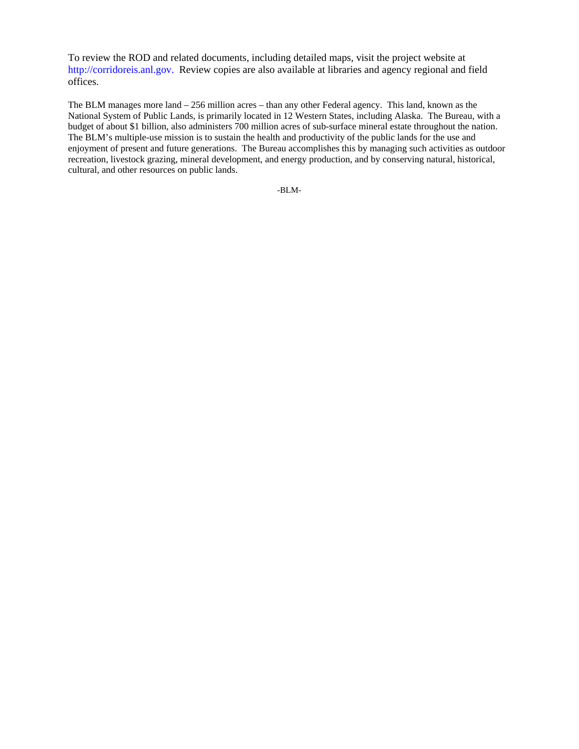To review the ROD and related documents, including detailed maps, visit the project website at http://corridoreis.anl.gov. Review copies are also available at libraries and agency regional and field offices.

The BLM manages more land – 256 million acres – than any other Federal agency. This land, known as the National System of Public Lands, is primarily located in 12 Western States, including Alaska. The Bureau, with a budget of about $1 billion, also administers 700 million acres of sub-surface mineral estate throughout the nation. The BLM's multiple-use mission is to sustain the health and productivity of the public lands for the use and enjoyment of present and future generations. The Bureau accomplishes this by managing such activities as outdoor recreation, livestock grazing, mineral development, and energy production, and by conserving natural, historical, cultural, and other resources on public lands.

-BLM-